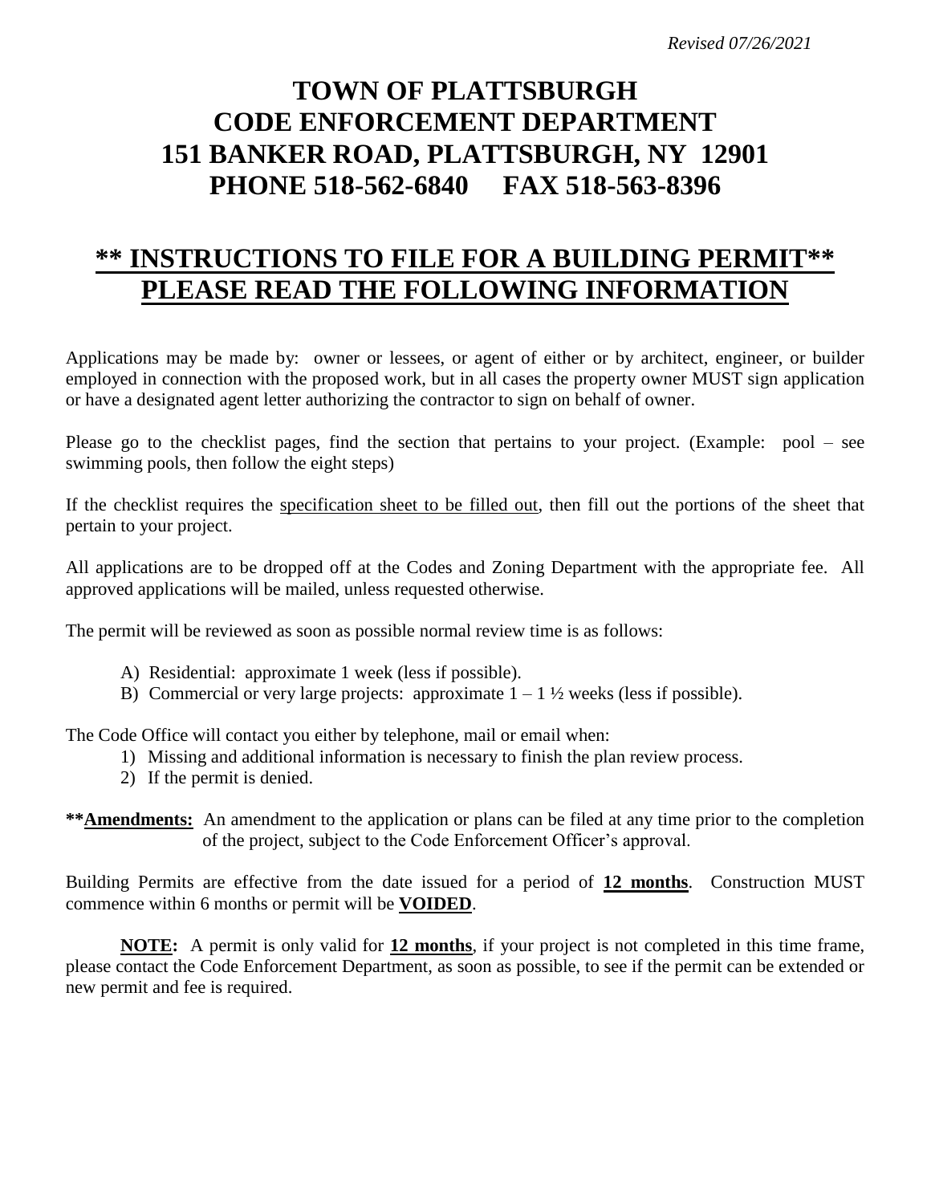*Revised 07/26/2021*

# TOWN OF PLATTSBURGH
# CODE ENFORCEMENT DEPARTMENT
# 151 BANKER ROAD, PLATTSBURGH, NY 12901
# PHONE 518-562-6840 FAX 518-563-8396

## ** INSTRUCTIONS TO FILE FOR A BUILDING PERMIT**
## PLEASE READ THE FOLLOWING INFORMATION

Applications may be made by: owner or lessees, or agent of either or by architect, engineer, or builder employed in connection with the proposed work, but in all cases the property owner MUST sign application or have a designated agent letter authorizing the contractor to sign on behalf of owner.

Please go to the checklist pages, find the section that pertains to your project. (Example: pool – see swimming pools, then follow the eight steps)

If the checklist requires the <u>specification sheet to be filled out</u>, then fill out the portions of the sheet that pertain to your project.

All applications are to be dropped off at the Codes and Zoning Department with the appropriate fee. All approved applications will be mailed, unless requested otherwise.

The permit will be reviewed as soon as possible normal review time is as follows:

A) Residential: approximate 1 week (less if possible).
B) Commercial or very large projects: approximate 1 – 1 ½ weeks (less if possible).

The Code Office will contact you either by telephone, mail or email when:

1) Missing and additional information is necessary to finish the plan review process.
2) If the permit is denied.

****Amendments:**** An amendment to the application or plans can be filed at any time prior to the completion of the project, subject to the Code Enforcement Officer's approval.

Building Permits are effective from the date issued for a period of **12 months**. Construction MUST commence within 6 months or permit will be **VOIDED**.

**NOTE:** A permit is only valid for **12 months**, if your project is not completed in this time frame, please contact the Code Enforcement Department, as soon as possible, to see if the permit can be extended or new permit and fee is required.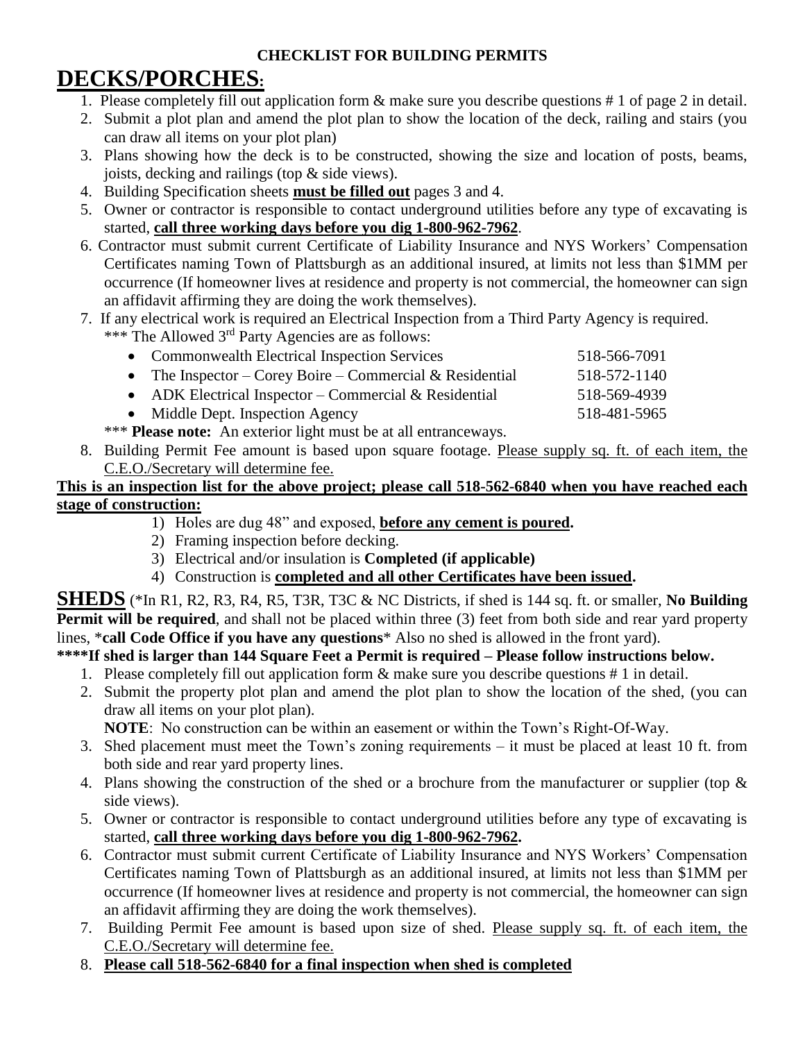**CHECKLIST FOR BUILDING PERMITS**

# DECKS/PORCHES:

1. Please completely fill out application form & make sure you describe questions # 1 of page 2 in detail.
2. Submit a plot plan and amend the plot plan to show the location of the deck, railing and stairs (you can draw all items on your plot plan)
3. Plans showing how the deck is to be constructed, showing the size and location of posts, beams, joists, decking and railings (top & side views).
4. Building Specification sheets **must be filled out** pages 3 and 4.
5. Owner or contractor is responsible to contact underground utilities before any type of excavating is started, **call three working days before you dig 1-800-962-7962**.
6. Contractor must submit current Certificate of Liability Insurance and NYS Workers' Compensation Certificates naming Town of Plattsburgh as an additional insured, at limits not less than $1MM per occurrence (If homeowner lives at residence and property is not commercial, the homeowner can sign an affidavit affirming they are doing the work themselves).
7. If any electrical work is required an Electrical Inspection from a Third Party Agency is required.
   *** The Allowed 3rd Party Agencies are as follows:
   - Commonwealth Electrical Inspection Services 518-566-7091
   - The Inspector – Corey Boire – Commercial & Residential 518-572-1140
   - ADK Electrical Inspector – Commercial & Residential 518-569-4939
   - Middle Dept. Inspection Agency 518-481-5965

   *** **Please note:** An exterior light must be at all entranceways.
8. Building Permit Fee amount is based upon square footage. Please supply sq. ft. of each item, the C.E.O./Secretary will determine fee.

**This is an inspection list for the above project; please call 518-562-6840 when you have reached each stage of construction:**

1) Holes are dug 48" and exposed, **before any cement is poured.**
2) Framing inspection before decking.
3) Electrical and/or insulation is **Completed (if applicable)**
4) Construction is **completed and all other Certificates have been issued.**

**SHEDS** (*In R1, R2, R3, R4, R5, T3R, T3C & NC Districts, if shed is 144 sq. ft. or smaller, **No Building Permit will be required**, and shall not be placed within three (3) feet from both side and rear yard property lines, ***call Code Office if you have any questions*** Also no shed is allowed in the front yard).

**\*\*\*\*If shed is larger than 144 Square Feet a Permit is required – Please follow instructions below.**

1. Please completely fill out application form & make sure you describe questions # 1 in detail.
2. Submit the property plot plan and amend the plot plan to show the location of the shed, (you can draw all items on your plot plan).
   **NOTE**: No construction can be within an easement or within the Town's Right-Of-Way.
3. Shed placement must meet the Town's zoning requirements – it must be placed at least 10 ft. from both side and rear yard property lines.
4. Plans showing the construction of the shed or a brochure from the manufacturer or supplier (top & side views).
5. Owner or contractor is responsible to contact underground utilities before any type of excavating is started, **call three working days before you dig 1-800-962-7962.**
6. Contractor must submit current Certificate of Liability Insurance and NYS Workers' Compensation Certificates naming Town of Plattsburgh as an additional insured, at limits not less than $1MM per occurrence (If homeowner lives at residence and property is not commercial, the homeowner can sign an affidavit affirming they are doing the work themselves).
7. Building Permit Fee amount is based upon size of shed. Please supply sq. ft. of each item, the C.E.O./Secretary will determine fee.
8. **Please call 518-562-6840 for a final inspection when shed is completed**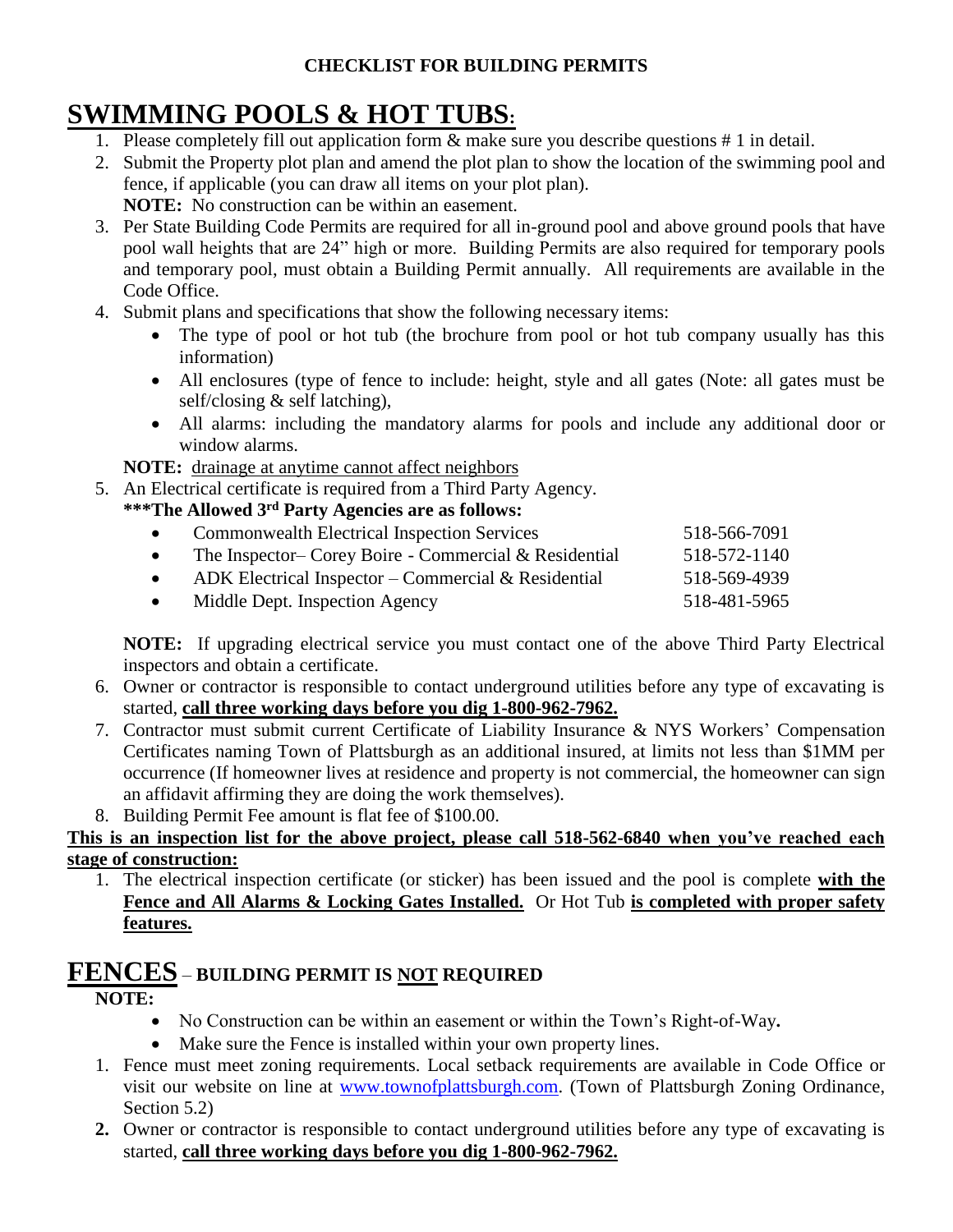**CHECKLIST FOR BUILDING PERMITS**

# SWIMMING POOLS & HOT TUBS:

1. Please completely fill out application form & make sure you describe questions # 1 in detail.
2. Submit the Property plot plan and amend the plot plan to show the location of the swimming pool and fence, if applicable (you can draw all items on your plot plan).
   **NOTE:** No construction can be within an easement.
3. Per State Building Code Permits are required for all in-ground pool and above ground pools that have pool wall heights that are 24" high or more. Building Permits are also required for temporary pools and temporary pool, must obtain a Building Permit annually. All requirements are available in the Code Office.
4. Submit plans and specifications that show the following necessary items:
   - The type of pool or hot tub (the brochure from pool or hot tub company usually has this information)
   - All enclosures (type of fence to include: height, style and all gates (Note: all gates must be self/closing & self latching),
   - All alarms: including the mandatory alarms for pools and include any additional door or window alarms.

   **NOTE:** <u>drainage at anytime cannot affect neighbors</u>
5. An Electrical certificate is required from a Third Party Agency.
   **\*\*\*The Allowed 3rd Party Agencies are as follows:**
   - Commonwealth Electrical Inspection Services — 518-566-7091
   - The Inspector– Corey Boire - Commercial & Residential — 518-572-1140
   - ADK Electrical Inspector – Commercial & Residential — 518-569-4939
   - Middle Dept. Inspection Agency — 518-481-5965

   **NOTE:** If upgrading electrical service you must contact one of the above Third Party Electrical inspectors and obtain a certificate.
6. Owner or contractor is responsible to contact underground utilities before any type of excavating is started, **<u>call three working days before you dig 1-800-962-7962.</u>**
7. Contractor must submit current Certificate of Liability Insurance & NYS Workers' Compensation Certificates naming Town of Plattsburgh as an additional insured, at limits not less than $1MM per occurrence (If homeowner lives at residence and property is not commercial, the homeowner can sign an affidavit affirming they are doing the work themselves).
8. Building Permit Fee amount is flat fee of $100.00.

**<u>This is an inspection list for the above project, please call 518-562-6840 when you've reached each stage of construction:</u>**

1. The electrical inspection certificate (or sticker) has been issued and the pool is complete **<u>with the Fence and All Alarms & Locking Gates Installed.</u>** Or Hot Tub **<u>is completed with proper safety features.</u>**

# FENCES – BUILDING PERMIT IS <u>NOT</u> REQUIRED

**NOTE:**

- No Construction can be within an easement or within the Town's Right-of-Way**.**
- Make sure the Fence is installed within your own property lines.

1. Fence must meet zoning requirements. Local setback requirements are available in Code Office or visit our website on line at www.townofplattsburgh.com. (Town of Plattsburgh Zoning Ordinance, Section 5.2)
2. Owner or contractor is responsible to contact underground utilities before any type of excavating is started, **<u>call three working days before you dig 1-800-962-7962.</u>**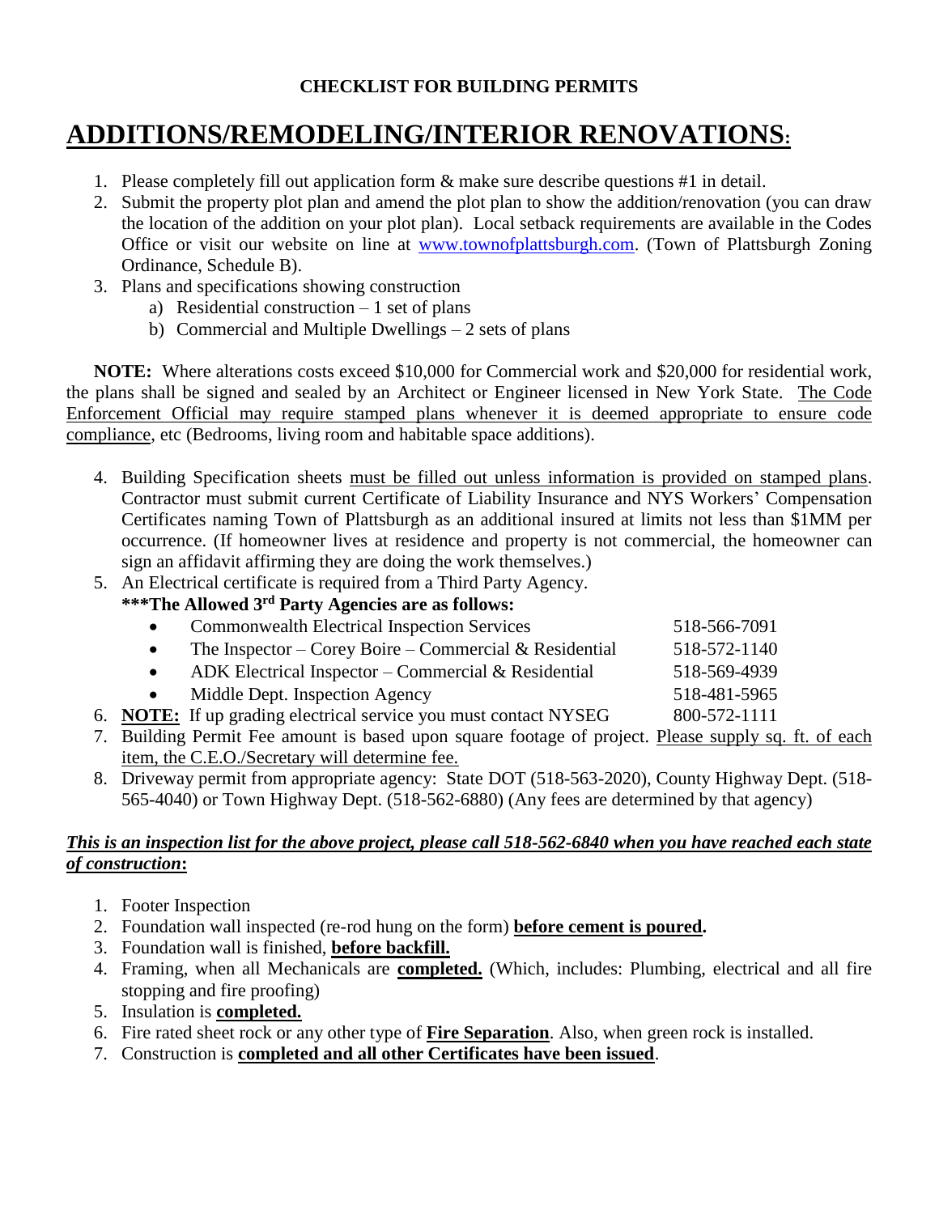**CHECKLIST FOR BUILDING PERMITS**

# ADDITIONS/REMODELING/INTERIOR RENOVATIONS:

1. Please completely fill out application form & make sure describe questions #1 in detail.
2. Submit the property plot plan and amend the plot plan to show the addition/renovation (you can draw the location of the addition on your plot plan). Local setback requirements are available in the Codes Office or visit our website on line at www.townofplattsburgh.com. (Town of Plattsburgh Zoning Ordinance, Schedule B).
3. Plans and specifications showing construction
   a) Residential construction – 1 set of plans
   b) Commercial and Multiple Dwellings – 2 sets of plans

**NOTE:** Where alterations costs exceed $10,000 for Commercial work and $20,000 for residential work, the plans shall be signed and sealed by an Architect or Engineer licensed in New York State. The Code Enforcement Official may require stamped plans whenever it is deemed appropriate to ensure code compliance, etc (Bedrooms, living room and habitable space additions).

4. Building Specification sheets must be filled out unless information is provided on stamped plans. Contractor must submit current Certificate of Liability Insurance and NYS Workers' Compensation Certificates naming Town of Plattsburgh as an additional insured at limits not less than $1MM per occurrence. (If homeowner lives at residence and property is not commercial, the homeowner can sign an affidavit affirming they are doing the work themselves.)
5. An Electrical certificate is required from a Third Party Agency.
   **\*\*\*The Allowed 3rd Party Agencies are as follows:**
   - Commonwealth Electrical Inspection Services 518-566-7091
   - The Inspector – Corey Boire – Commercial & Residential 518-572-1140
   - ADK Electrical Inspector – Commercial & Residential 518-569-4939
   - Middle Dept. Inspection Agency 518-481-5965
6. **NOTE:** If up grading electrical service you must contact NYSEG 800-572-1111
7. Building Permit Fee amount is based upon square footage of project. Please supply sq. ft. of each item, the C.E.O./Secretary will determine fee.
8. Driveway permit from appropriate agency: State DOT (518-563-2020), County Highway Dept. (518-565-4040) or Town Highway Dept. (518-562-6880) (Any fees are determined by that agency)

***This is an inspection list for the above project, please call 518-562-6840 when you have reached each state of construction:***

1. Footer Inspection
2. Foundation wall inspected (re-rod hung on the form) **before cement is poured.**
3. Foundation wall is finished, **before backfill.**
4. Framing, when all Mechanicals are **completed.** (Which, includes: Plumbing, electrical and all fire stopping and fire proofing)
5. Insulation is **completed.**
6. Fire rated sheet rock or any other type of **Fire Separation**. Also, when green rock is installed.
7. Construction is **completed and all other Certificates have been issued**.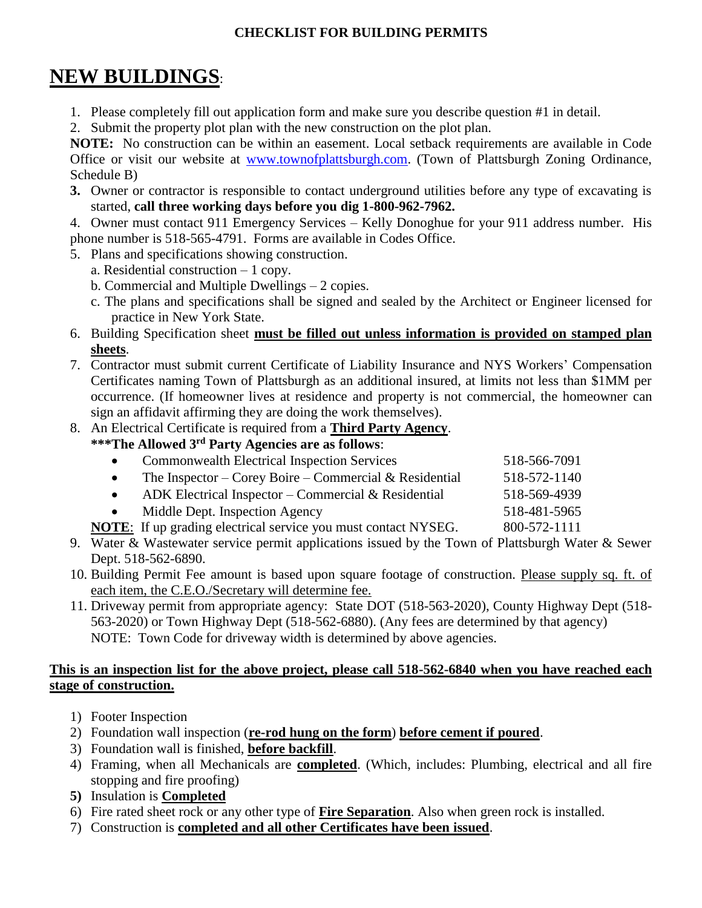**CHECKLIST FOR BUILDING PERMITS**

# NEW BUILDINGS:

1. Please completely fill out application form and make sure you describe question #1 in detail.
2. Submit the property plot plan with the new construction on the plot plan.

**NOTE:** No construction can be within an easement. Local setback requirements are available in Code Office or visit our website at www.townofplattsburgh.com. (Town of Plattsburgh Zoning Ordinance, Schedule B)

3. Owner or contractor is responsible to contact underground utilities before any type of excavating is started, **call three working days before you dig 1-800-962-7962.**
4. Owner must contact 911 Emergency Services – Kelly Donoghue for your 911 address number. His phone number is 518-565-4791. Forms are available in Codes Office.
5. Plans and specifications showing construction.
   a. Residential construction – 1 copy.
   b. Commercial and Multiple Dwellings – 2 copies.
   c. The plans and specifications shall be signed and sealed by the Architect or Engineer licensed for practice in New York State.
6. Building Specification sheet **must be filled out unless information is provided on stamped plan sheets**.
7. Contractor must submit current Certificate of Liability Insurance and NYS Workers' Compensation Certificates naming Town of Plattsburgh as an additional insured, at limits not less than $1MM per occurrence. (If homeowner lives at residence and property is not commercial, the homeowner can sign an affidavit affirming they are doing the work themselves).
8. An Electrical Certificate is required from a **Third Party Agency**.

   **\*\*\*The Allowed 3rd Party Agencies are as follows**:
   - Commonwealth Electrical Inspection Services — 518-566-7091
   - The Inspector – Corey Boire – Commercial & Residential — 518-572-1140
   - ADK Electrical Inspector – Commercial & Residential — 518-569-4939
   - Middle Dept. Inspection Agency — 518-481-5965

   **NOTE**: If up grading electrical service you must contact NYSEG. — 800-572-1111
9. Water & Wastewater service permit applications issued by the Town of Plattsburgh Water & Sewer Dept. 518-562-6890.
10. Building Permit Fee amount is based upon square footage of construction. Please supply sq. ft. of each item, the C.E.O./Secretary will determine fee.
11. Driveway permit from appropriate agency: State DOT (518-563-2020), County Highway Dept (518-563-2020) or Town Highway Dept (518-562-6880). (Any fees are determined by that agency)
    NOTE: Town Code for driveway width is determined by above agencies.

**This is an inspection list for the above project, please call 518-562-6840 when you have reached each stage of construction.**

1) Footer Inspection
2) Foundation wall inspection (**re-rod hung on the form**) **before cement if poured**.
3) Foundation wall is finished, **before backfill**.
4) Framing, when all Mechanicals are **completed**. (Which, includes: Plumbing, electrical and all fire stopping and fire proofing)
5) Insulation is **Completed**
6) Fire rated sheet rock or any other type of **Fire Separation**. Also when green rock is installed.
7) Construction is **completed and all other Certificates have been issued**.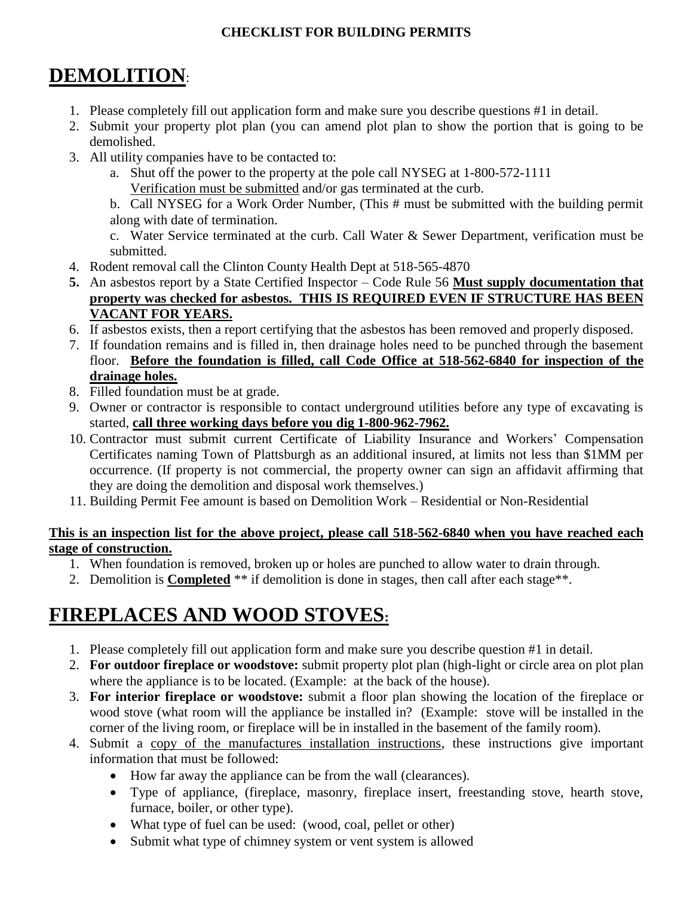**CHECKLIST FOR BUILDING PERMITS**

# DEMOLITION:

1. Please completely fill out application form and make sure you describe questions #1 in detail.
2. Submit your property plot plan (you can amend plot plan to show the portion that is going to be demolished.
3. All utility companies have to be contacted to:
   a. Shut off the power to the property at the pole call NYSEG at 1-800-572-1111 <u>Verification must be submitted</u> and/or gas terminated at the curb.
   b. Call NYSEG for a Work Order Number, (This # must be submitted with the building permit along with date of termination.
   c. Water Service terminated at the curb. Call Water & Sewer Department, verification must be submitted.
4. Rodent removal call the Clinton County Health Dept at 518-565-4870
5. An asbestos report by a State Certified Inspector – Code Rule 56 **<u>Must supply documentation that property was checked for asbestos. THIS IS REQUIRED EVEN IF STRUCTURE HAS BEEN VACANT FOR YEARS.</u>**
6. If asbestos exists, then a report certifying that the asbestos has been removed and properly disposed.
7. If foundation remains and is filled in, then drainage holes need to be punched through the basement floor. **<u>Before the foundation is filled, call Code Office at 518-562-6840 for inspection of the drainage holes.</u>**
8. Filled foundation must be at grade.
9. Owner or contractor is responsible to contact underground utilities before any type of excavating is started, **<u>call three working days before you dig 1-800-962-7962.</u>**
10. Contractor must submit current Certificate of Liability Insurance and Workers' Compensation Certificates naming Town of Plattsburgh as an additional insured, at limits not less than $1MM per occurrence. (If property is not commercial, the property owner can sign an affidavit affirming that they are doing the demolition and disposal work themselves.)
11. Building Permit Fee amount is based on Demolition Work – Residential or Non-Residential

**<u>This is an inspection list for the above project, please call 518-562-6840 when you have reached each stage of construction.</u>**

1. When foundation is removed, broken up or holes are punched to allow water to drain through.
2. Demolition is **<u>Completed</u>** ** if demolition is done in stages, then call after each stage**.

# FIREPLACES AND WOOD STOVES:

1. Please completely fill out application form and make sure you describe question #1 in detail.
2. **For outdoor fireplace or woodstove:** submit property plot plan (high-light or circle area on plot plan where the appliance is to be located. (Example: at the back of the house).
3. **For interior fireplace or woodstove:** submit a floor plan showing the location of the fireplace or wood stove (what room will the appliance be installed in? (Example: stove will be installed in the corner of the living room, or fireplace will be in installed in the basement of the family room).
4. Submit a <u>copy of the manufactures installation instructions</u>, these instructions give important information that must be followed:
   - How far away the appliance can be from the wall (clearances).
   - Type of appliance, (fireplace, masonry, fireplace insert, freestanding stove, hearth stove, furnace, boiler, or other type).
   - What type of fuel can be used: (wood, coal, pellet or other)
   - Submit what type of chimney system or vent system is allowed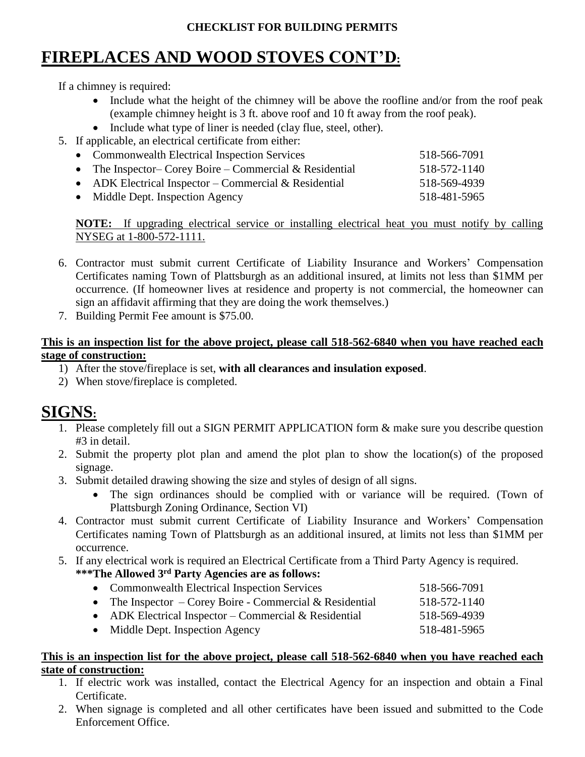**CHECKLIST FOR BUILDING PERMITS**

# FIREPLACES AND WOOD STOVES CONT'D:

If a chimney is required:

- Include what the height of the chimney will be above the roofline and/or from the roof peak (example chimney height is 3 ft. above roof and 10 ft away from the roof peak).
- Include what type of liner is needed (clay flue, steel, other).

5. If applicable, an electrical certificate from either:
    - Commonwealth Electrical Inspection Services 518-566-7091
    - The Inspector– Corey Boire – Commercial & Residential 518-572-1140
    - ADK Electrical Inspector – Commercial & Residential 518-569-4939
    - Middle Dept. Inspection Agency 518-481-5965

**NOTE:** If upgrading electrical service or installing electrical heat you must notify by calling NYSEG at 1-800-572-1111.

6. Contractor must submit current Certificate of Liability Insurance and Workers' Compensation Certificates naming Town of Plattsburgh as an additional insured, at limits not less than $1MM per occurrence. (If homeowner lives at residence and property is not commercial, the homeowner can sign an affidavit affirming that they are doing the work themselves.)
7. Building Permit Fee amount is $75.00.

**This is an inspection list for the above project, please call 518-562-6840 when you have reached each stage of construction:**

1) After the stove/fireplace is set, **with all clearances and insulation exposed**.
2) When stove/fireplace is completed.

# SIGNS:

1. Please completely fill out a SIGN PERMIT APPLICATION form & make sure you describe question #3 in detail.
2. Submit the property plot plan and amend the plot plan to show the location(s) of the proposed signage.
3. Submit detailed drawing showing the size and styles of design of all signs.
    - The sign ordinances should be complied with or variance will be required. (Town of Plattsburgh Zoning Ordinance, Section VI)
4. Contractor must submit current Certificate of Liability Insurance and Workers' Compensation Certificates naming Town of Plattsburgh as an additional insured, at limits not less than $1MM per occurrence.
5. If any electrical work is required an Electrical Certificate from a Third Party Agency is required.
   **\*\*\*The Allowed 3rd Party Agencies are as follows:**
    - Commonwealth Electrical Inspection Services 518-566-7091
    - The Inspector – Corey Boire - Commercial & Residential 518-572-1140
    - ADK Electrical Inspector – Commercial & Residential 518-569-4939
    - Middle Dept. Inspection Agency 518-481-5965

**This is an inspection list for the above project, please call 518-562-6840 when you have reached each state of construction:**

1. If electric work was installed, contact the Electrical Agency for an inspection and obtain a Final Certificate.
2. When signage is completed and all other certificates have been issued and submitted to the Code Enforcement Office.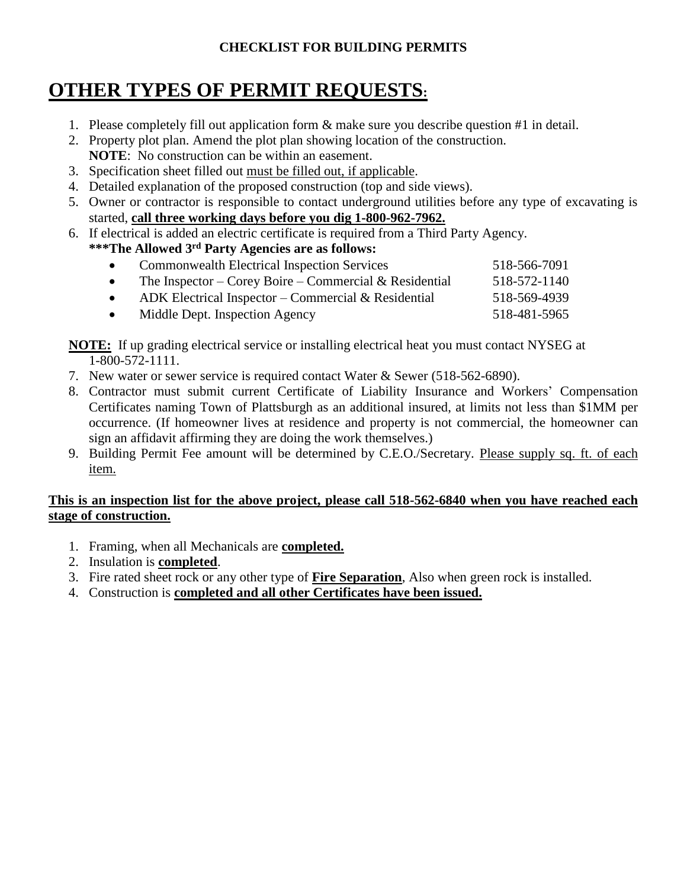**CHECKLIST FOR BUILDING PERMITS**

# OTHER TYPES OF PERMIT REQUESTS:

1. Please completely fill out application form & make sure you describe question #1 in detail.
2. Property plot plan. Amend the plot plan showing location of the construction.
   **NOTE**: No construction can be within an easement.
3. Specification sheet filled out must be filled out, if applicable.
4. Detailed explanation of the proposed construction (top and side views).
5. Owner or contractor is responsible to contact underground utilities before any type of excavating is started, **call three working days before you dig 1-800-962-7962.**
6. If electrical is added an electric certificate is required from a Third Party Agency.
   **\*\*\*The Allowed 3rd Party Agencies are as follows:**
   - Commonwealth Electrical Inspection Services 518-566-7091
   - The Inspector – Corey Boire – Commercial & Residential 518-572-1140
   - ADK Electrical Inspector – Commercial & Residential 518-569-4939
   - Middle Dept. Inspection Agency 518-481-5965

   **NOTE:** If up grading electrical service or installing electrical heat you must contact NYSEG at 1-800-572-1111.
7. New water or sewer service is required contact Water & Sewer (518-562-6890).
8. Contractor must submit current Certificate of Liability Insurance and Workers' Compensation Certificates naming Town of Plattsburgh as an additional insured, at limits not less than $1MM per occurrence. (If homeowner lives at residence and property is not commercial, the homeowner can sign an affidavit affirming they are doing the work themselves.)
9. Building Permit Fee amount will be determined by C.E.O./Secretary. Please supply sq. ft. of each item.

**This is an inspection list for the above project, please call 518-562-6840 when you have reached each stage of construction.**

1. Framing, when all Mechanicals are **completed.**
2. Insulation is **completed**.
3. Fire rated sheet rock or any other type of **Fire Separation**, Also when green rock is installed.
4. Construction is **completed and all other Certificates have been issued.**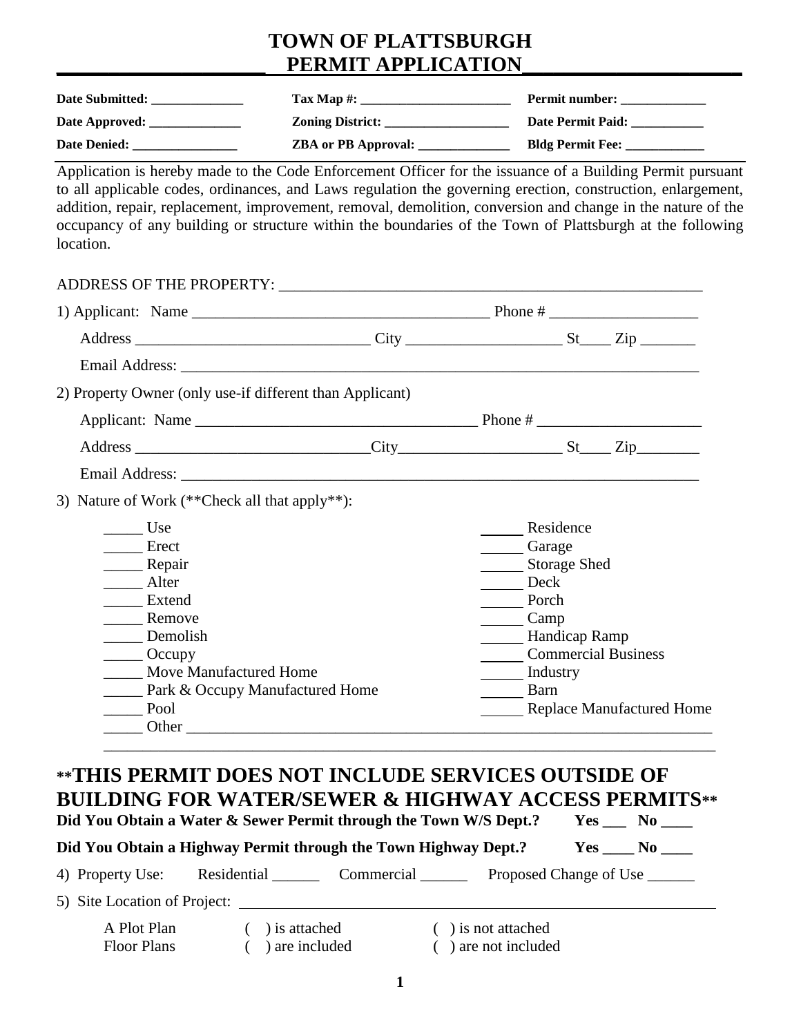# TOWN OF PLATTSBURGH
## PERMIT APPLICATION

| | | |
|---|---|---|
| **Date Submitted: ______________** | **Tax Map #: ______________________** | **Permit number: _____________** |
| **Date Approved: ______________** | **Zoning District: ___________________** | **Date Permit Paid: ___________** |
| **Date Denied: ________________** | **ZBA or PB Approval: ______________** | **Bldg Permit Fee: ____________** |

Application is hereby made to the Code Enforcement Officer for the issuance of a Building Permit pursuant to all applicable codes, ordinances, and Laws regulation the governing erection, construction, enlargement, addition, repair, replacement, improvement, removal, demolition, conversion and change in the nature of the occupancy of any building or structure within the boundaries of the Town of Plattsburgh at the following location.

ADDRESS OF THE PROPERTY: ________________________________________________________

1) Applicant: Name ______________________________________ Phone # __________________

Address _____________________________ City ___________________ St____ Zip _______

Email Address: ____________________________________________________________________

2) Property Owner (only use-if different than Applicant)

Applicant: Name ____________________________________ Phone # _____________________

Address _____________________________City____________________ St____ Zip________

Email Address: ____________________________________________________________________

3) Nature of Work (**Check all that apply**):

_____ Use
_____ Erect
_____ Repair
_____ Alter
_____ Extend
_____ Remove
_____ Demolish
_____ Occupy
_____ Move Manufactured Home
_____ Park & Occupy Manufactured Home
_____ Pool

_____ Residence
_____ Garage
_____ Storage Shed
_____ Deck
_____ Porch
_____ Camp
_____ Handicap Ramp
_____ Commercial Business
_____ Industry
_____ Barn
_____ Replace Manufactured Home

_____ Other ______________________________________________________________________
__________________________________________________________________________________

## **THIS PERMIT DOES NOT INCLUDE SERVICES OUTSIDE OF BUILDING FOR WATER/SEWER & HIGHWAY ACCESS PERMITS**

**Did You Obtain a Water & Sewer Permit through the Town W/S Dept.? Yes ___ No ____**

**Did You Obtain a Highway Permit through the Town Highway Dept.? Yes ____ No ____**

4) Property Use: Residential ______ Commercial ______ Proposed Change of Use ______

5) Site Location of Project: ________________________________________________________

A Plot Plan ( ) is attached ( ) is not attached
Floor Plans ( ) are included ( ) are not included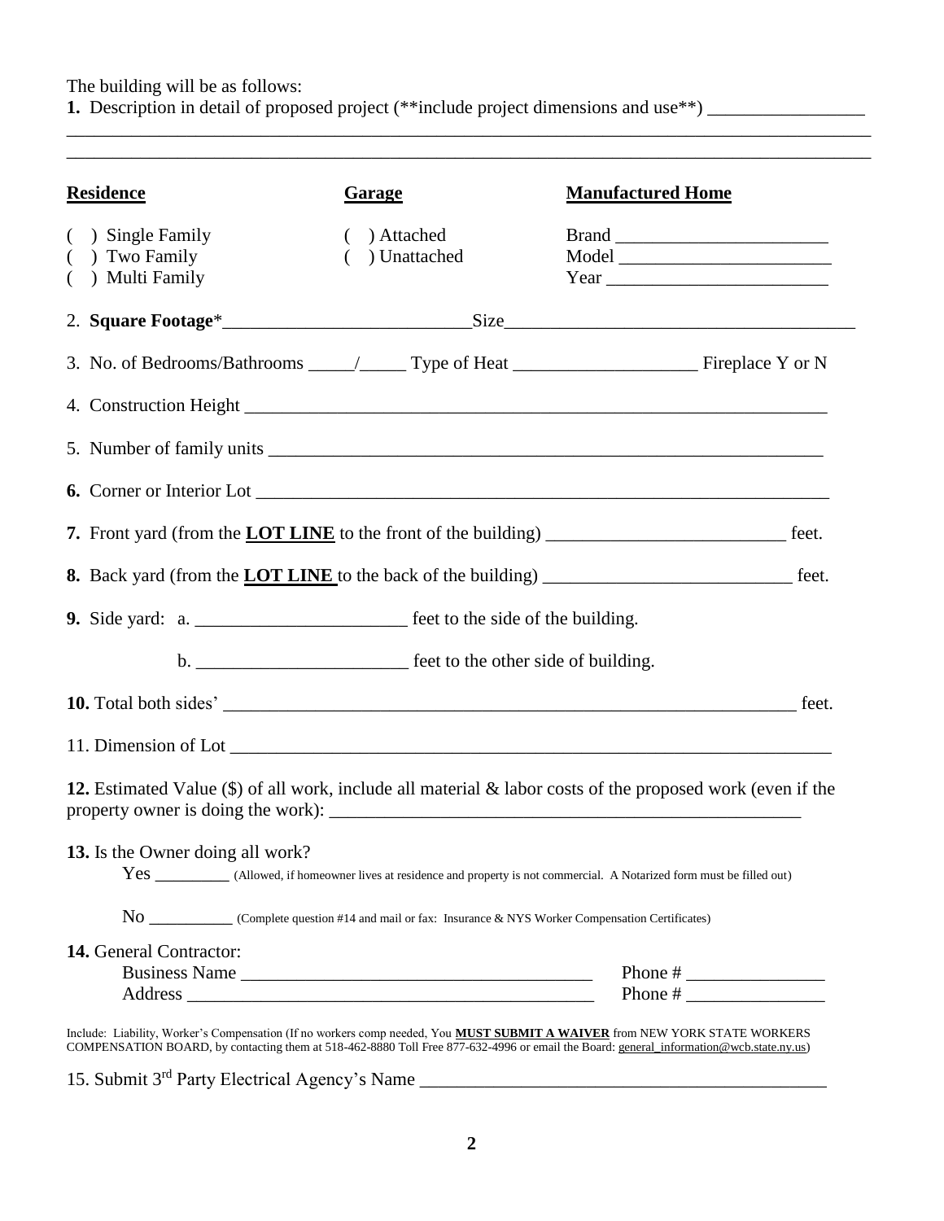The building will be as follows:

**1.** Description in detail of proposed project (**include project dimensions and use**) _________________

___________________________________________________________________________________

___________________________________________________________________________________

| **Residence** | **Garage** | **Manufactured Home** |
|---|---|---|
| ( ) Single Family | ( ) Attached | Brand _______________________ |
| ( ) Two Family | ( ) Unattached | Model _______________________ |
| ( ) Multi Family | | Year ________________________ |

2. **Square Footage***__________________________Size______________________________________

3. No. of Bedrooms/Bathrooms _____/_____ Type of Heat ___________________ Fireplace Y or N

4. Construction Height _______________________________________________________________

5. Number of family units _____________________________________________________________

**6.** Corner or Interior Lot ______________________________________________________________

**7.** Front yard (from the **LOT LINE** to the front of the building) _________________________ feet.

**8.** Back yard (from the **LOT LINE** to the back of the building) __________________________ feet.

**9.** Side yard: a. ______________________ feet to the side of the building.

b. ______________________ feet to the other side of building.

**10.** Total both sides' _______________________________________________________________ feet.

11. Dimension of Lot _________________________________________________________________

**12.** Estimated Value ($) of all work, include all material & labor costs of the proposed work (even if the property owner is doing the work): ____________________________________________________

**13.** Is the Owner doing all work?

Yes _________ (Allowed, if homeowner lives at residence and property is not commercial. A Notarized form must be filled out)

No __________ (Complete question #14 and mail or fax: Insurance & NYS Worker Compensation Certificates)

**14.** General Contractor:

Business Name ______________________________________ Phone # _______________

Address ___________________________________________ Phone # _______________

Include: Liability, Worker's Compensation (If no workers comp needed, You **MUST SUBMIT A WAIVER** from NEW YORK STATE WORKERS COMPENSATION BOARD, by contacting them at 518-462-8880 Toll Free 877-632-4996 or email the Board: general_information@wcb.state.ny.us)

15. Submit 3rd Party Electrical Agency's Name _____________________________________________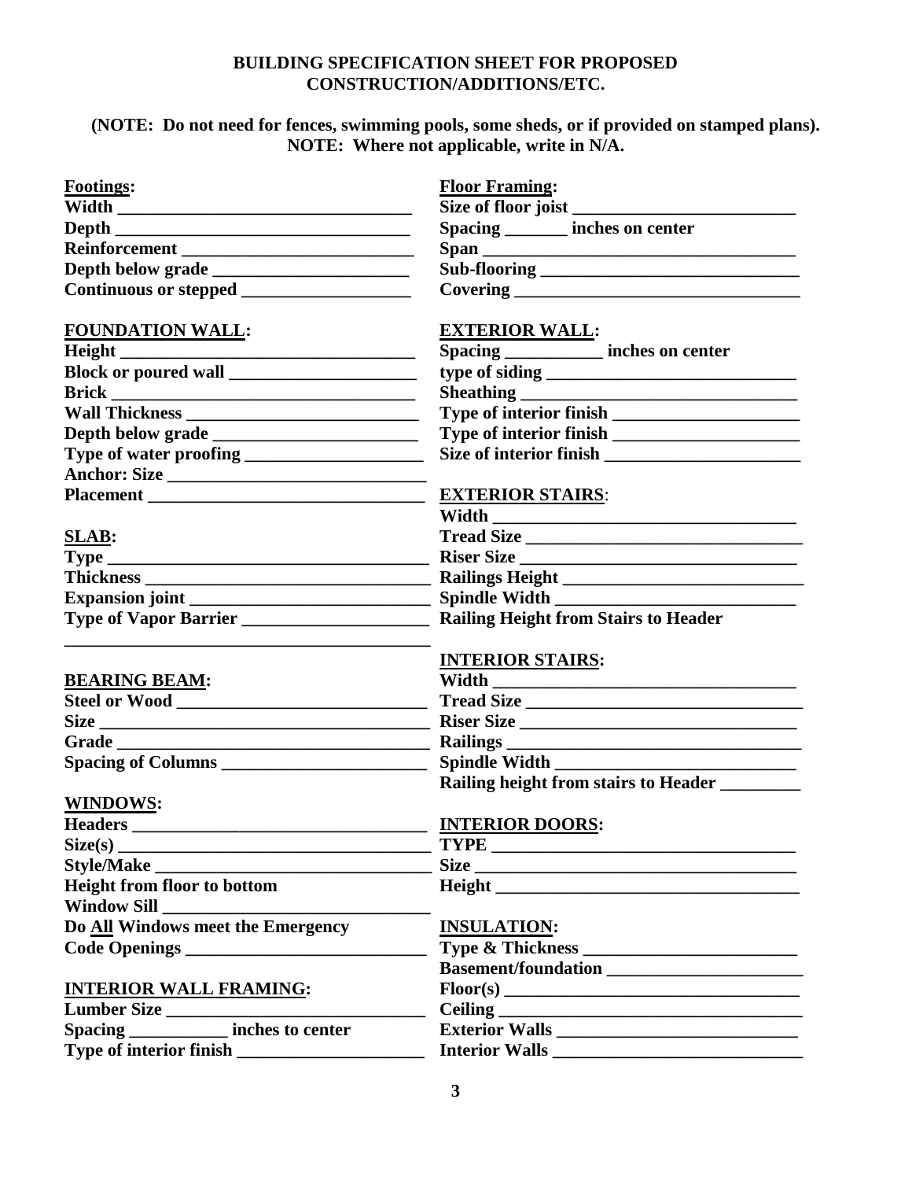**BUILDING SPECIFICATION SHEET FOR PROPOSED CONSTRUCTION/ADDITIONS/ETC.**

**(NOTE: Do not need for fences, swimming pools, some sheds, or if provided on stamped plans). NOTE: Where not applicable, write in N/A.**

**Footings:**
**Width ________________________________**
**Depth ________________________________**
**Reinforcement __________________________**
**Depth below grade ______________________**
**Continuous or stepped ___________________**

**FOUNDATION WALL:**
**Height _________________________________**
**Block or poured wall _____________________**
**Brick __________________________________**
**Wall Thickness __________________________**
**Depth below grade _______________________**
**Type of water proofing ___________________**
**Anchor: Size _____________________________**
**Placement _______________________________**

**SLAB:**
**Type ___________________________________**
**Thickness _______________________________**
**Expansion joint __________________________**
**Type of Vapor Barrier _____________________**
**________________________________________**

**BEARING BEAM:**
**Steel or Wood ____________________________**
**Size ____________________________________**
**Grade ___________________________________**
**Spacing of Columns _______________________**

**WINDOWS:**
**Headers _________________________________**
**Size(s) __________________________________**
**Style/Make _______________________________**
**Height from floor to bottom Window Sill ______________________________**
**Do All Windows meet the Emergency Code Openings __________________________**

**INTERIOR WALL FRAMING:**
**Lumber Size _____________________________**
**Spacing ___________ inches to center**
**Type of interior finish _____________________**

**Floor Framing:**
**Size of floor joist _________________________**
**Spacing _______ inches on center**
**Span ___________________________________**
**Sub-flooring _____________________________**
**Covering _______________________________**

**EXTERIOR WALL:**
**Spacing ___________ inches on center**
**type of siding ____________________________**
**Sheathing ________________________________**
**Type of interior finish _____________________**
**Type of interior finish _____________________**
**Size of interior finish ______________________**

**EXTERIOR STAIRS:**
**Width ___________________________________**
**Tread Size ________________________________**
**Riser Size ________________________________**
**Railings Height ____________________________**
**Spindle Width _____________________________**
**Railing Height from Stairs to Header**

**INTERIOR STAIRS:**
**Width ___________________________________**
**Tread Size ________________________________**
**Riser Size ________________________________**
**Railings __________________________________**
**Spindle Width _____________________________**
**Railing height from stairs to Header _________**

**INTERIOR DOORS:**
**TYPE ___________________________________**
**Size ____________________________________**
**Height __________________________________**

**INSULATION:**
**Type & Thickness _________________________**
**Basement/foundation ______________________**
**Floor(s) _________________________________**
**Ceiling _________________________________**
**Exterior Walls ___________________________**
**Interior Walls ____________________________**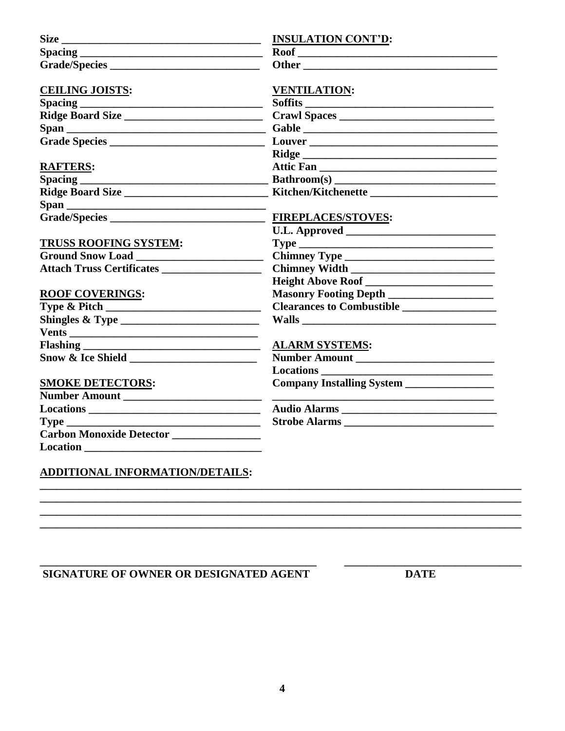**Size** ___________________________________
**Spacing** _________________________________
**Grade/Species** ___________________________

**CEILING JOISTS:**
**Spacing** _________________________________
**Ridge Board Size** _________________________
**Span** ____________________________________
**Grade Species** ____________________________

**RAFTERS:**
**Spacing** _________________________________
**Ridge Board Size** _________________________
**Span** ____________________________________
**Grade/Species** ____________________________

**TRUSS ROOFING SYSTEM:**
**Ground Snow Load** _______________________
**Attach Truss Certificates** _________________

**ROOF COVERINGS:**
**Type & Pitch** ____________________________
**Shingles & Type** _________________________
**Vents** ___________________________________
**Flashing** _________________________________
**Snow & Ice Shield** _______________________

**SMOKE DETECTORS:**
**Number Amount** __________________________
**Locations** ________________________________
**Type** ____________________________________
**Carbon Monoxide Detector** ________________
**Location** _________________________________

**INSULATION CONT'D:**
**Roof** _____________________________________
**Other** ____________________________________

**VENTILATION:**
**Soffits** ___________________________________
**Crawl Spaces** _____________________________
**Gable** _____________________________________
**Louver** ____________________________________
**Ridge** _____________________________________
**Attic Fan** __________________________________
**Bathroom(s)** _______________________________
**Kitchen/Kitchenette** _________________________

**FIREPLACES/STOVES:**
**U.L. Approved** ______________________________
**Type** ______________________________________
**Chimney Type** ______________________________
**Chimney Width** ______________________________
**Height Above Roof** ___________________________
**Masonry Footing Depth** _______________________
**Clearances to Combustible** _____________________
**Walls** ______________________________________

**ALARM SYSTEMS:**
**Number Amount** ______________________________
**Locations** __________________________________
**Company Installing System** ____________________
_______________________________________________
**Audio Alarms** _______________________________
**Strobe Alarms** ______________________________

**ADDITIONAL INFORMATION/DETAILS:**
______________________________________________________________________________
______________________________________________________________________________
______________________________________________________________________________
______________________________________________________________________________

______________________________________________ ______________________________
**SIGNATURE OF OWNER OR DESIGNATED AGENT** **DATE**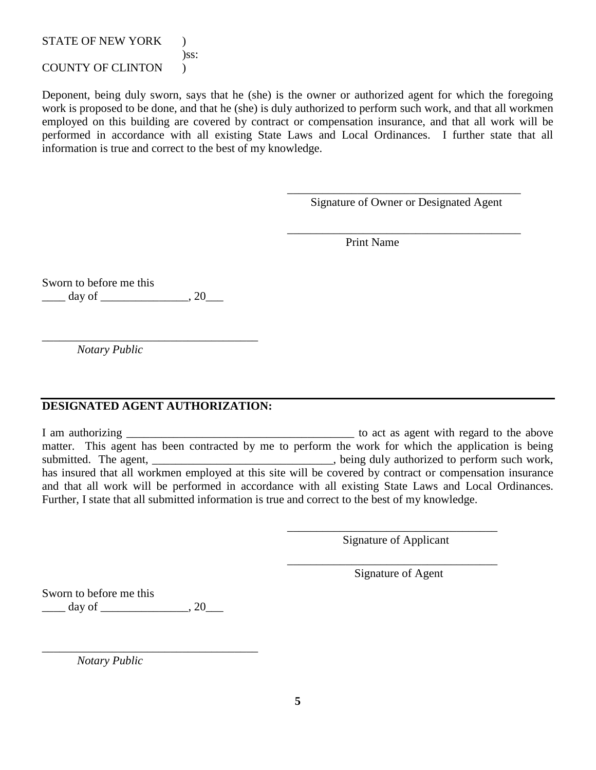STATE OF NEW YORK )
)ss:
COUNTY OF CLINTON )

Deponent, being duly sworn, says that he (she) is the owner or authorized agent for which the foregoing work is proposed to be done, and that he (she) is duly authorized to perform such work, and that all workmen employed on this building are covered by contract or compensation insurance, and that all work will be performed in accordance with all existing State Laws and Local Ordinances. I further state that all information is true and correct to the best of my knowledge.

\_\_\_\_\_\_\_\_\_\_\_\_\_\_\_\_\_\_\_\_\_\_\_\_\_\_\_\_\_\_\_\_\_\_\_\_\_\_\_\_
Signature of Owner or Designated Agent

\_\_\_\_\_\_\_\_\_\_\_\_\_\_\_\_\_\_\_\_\_\_\_\_\_\_\_\_\_\_\_\_\_\_\_\_\_\_\_\_
Print Name

Sworn to before me this
\_\_\_\_ day of \_\_\_\_\_\_\_\_\_\_\_\_\_\_\_, 20\_\_\_

\_\_\_\_\_\_\_\_\_\_\_\_\_\_\_\_\_\_\_\_\_\_\_\_\_\_\_\_\_\_\_\_\_\_\_\_\_
*Notary Public*

---

**DESIGNATED AGENT AUTHORIZATION:**

I am authorizing \_\_\_\_\_\_\_\_\_\_\_\_\_\_\_\_\_\_\_\_\_\_\_\_\_\_\_\_\_\_\_\_\_\_\_\_\_\_\_ to act as agent with regard to the above matter. This agent has been contracted by me to perform the work for which the application is being submitted. The agent, \_\_\_\_\_\_\_\_\_\_\_\_\_\_\_\_\_\_\_\_\_\_\_\_\_\_\_\_\_\_\_, being duly authorized to perform such work, has insured that all workmen employed at this site will be covered by contract or compensation insurance and that all work will be performed in accordance with all existing State Laws and Local Ordinances. Further, I state that all submitted information is true and correct to the best of my knowledge.

\_\_\_\_\_\_\_\_\_\_\_\_\_\_\_\_\_\_\_\_\_\_\_\_\_\_\_\_\_\_\_\_\_\_\_\_
Signature of Applicant

\_\_\_\_\_\_\_\_\_\_\_\_\_\_\_\_\_\_\_\_\_\_\_\_\_\_\_\_\_\_\_\_\_\_\_\_
Signature of Agent

Sworn to before me this
\_\_\_\_ day of \_\_\_\_\_\_\_\_\_\_\_\_\_\_\_, 20\_\_\_

\_\_\_\_\_\_\_\_\_\_\_\_\_\_\_\_\_\_\_\_\_\_\_\_\_\_\_\_\_\_\_\_\_\_\_\_\_
*Notary Public*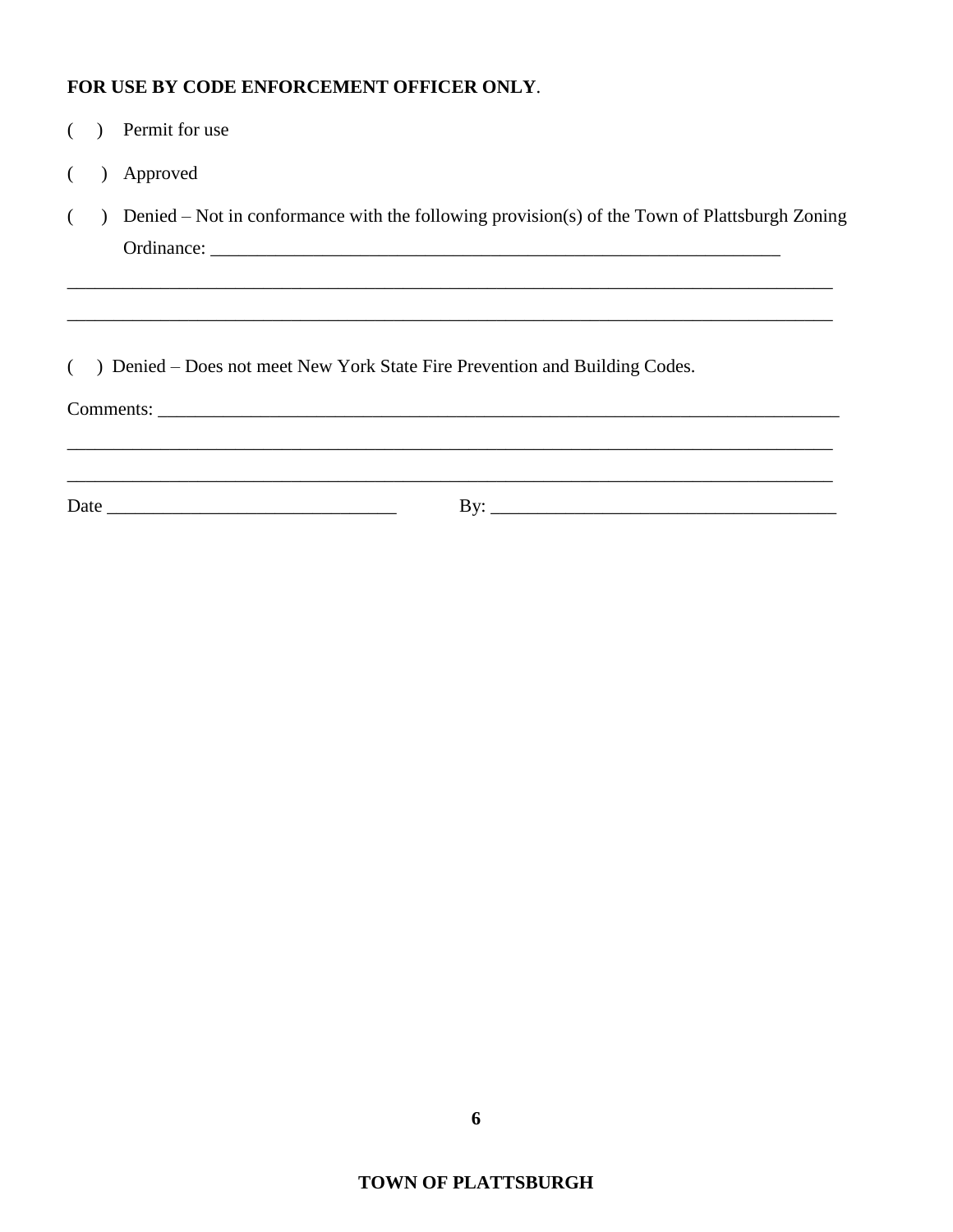**FOR USE BY CODE ENFORCEMENT OFFICER ONLY**.

( ) Permit for use

( ) Approved

( ) Denied – Not in conformance with the following provision(s) of the Town of Plattsburgh Zoning Ordinance: ___________________________________________________________________

_____________________________________________________________________________________

_____________________________________________________________________________________

( ) Denied – Does not meet New York State Fire Prevention and Building Codes.

Comments: ___________________________________________________________________________

_____________________________________________________________________________________

_____________________________________________________________________________________

Date _______________________________ By: _____________________________________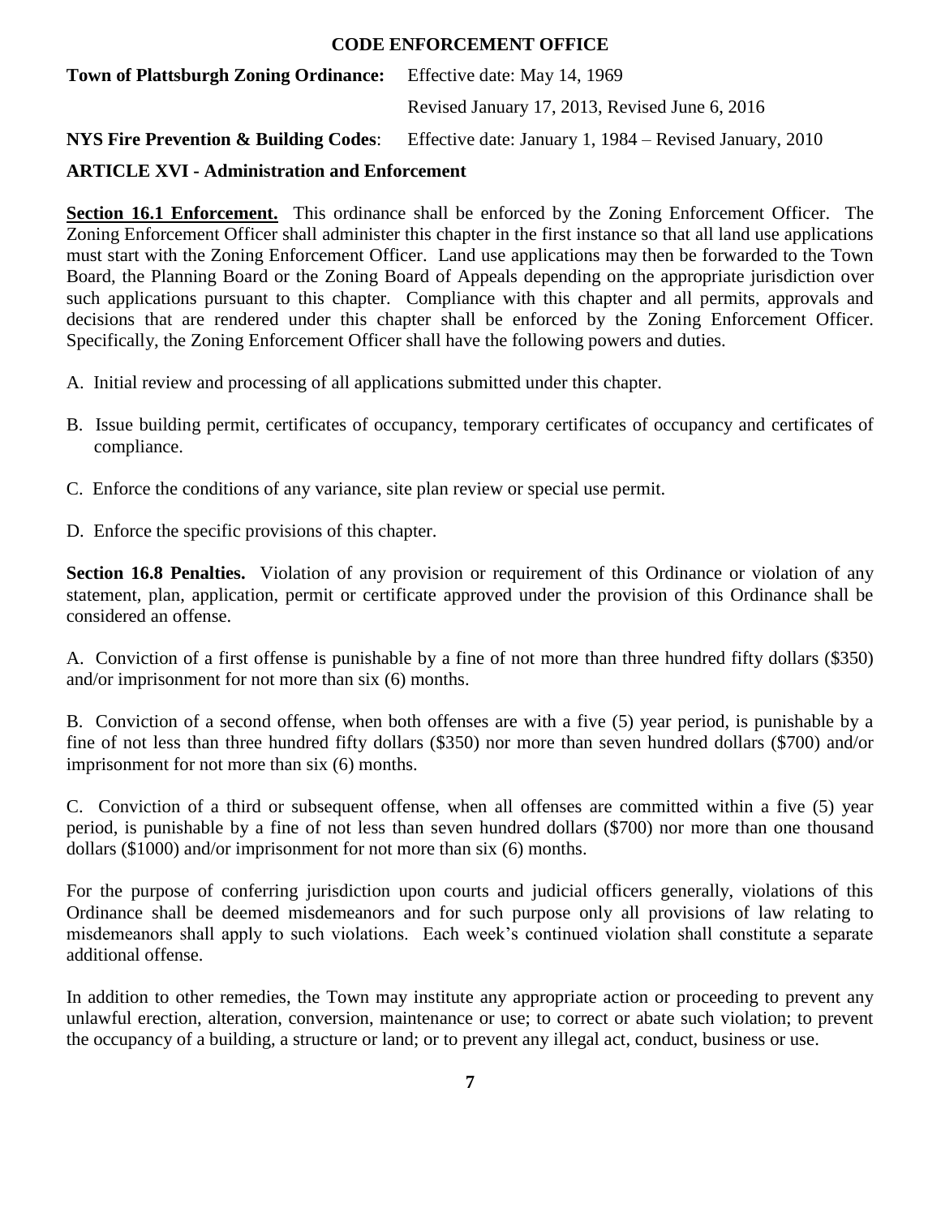**CODE ENFORCEMENT OFFICE**

**Town of Plattsburgh Zoning Ordinance:** Effective date: May 14, 1969

Revised January 17, 2013, Revised June 6, 2016

**NYS Fire Prevention & Building Codes**: Effective date: January 1, 1984 – Revised January, 2010

**ARTICLE XVI - Administration and Enforcement**

**Section 16.1 Enforcement.** This ordinance shall be enforced by the Zoning Enforcement Officer. The Zoning Enforcement Officer shall administer this chapter in the first instance so that all land use applications must start with the Zoning Enforcement Officer. Land use applications may then be forwarded to the Town Board, the Planning Board or the Zoning Board of Appeals depending on the appropriate jurisdiction over such applications pursuant to this chapter. Compliance with this chapter and all permits, approvals and decisions that are rendered under this chapter shall be enforced by the Zoning Enforcement Officer. Specifically, the Zoning Enforcement Officer shall have the following powers and duties.

A. Initial review and processing of all applications submitted under this chapter.

B. Issue building permit, certificates of occupancy, temporary certificates of occupancy and certificates of compliance.

C. Enforce the conditions of any variance, site plan review or special use permit.

D. Enforce the specific provisions of this chapter.

**Section 16.8 Penalties.** Violation of any provision or requirement of this Ordinance or violation of any statement, plan, application, permit or certificate approved under the provision of this Ordinance shall be considered an offense.

A. Conviction of a first offense is punishable by a fine of not more than three hundred fifty dollars ($350) and/or imprisonment for not more than six (6) months.

B. Conviction of a second offense, when both offenses are with a five (5) year period, is punishable by a fine of not less than three hundred fifty dollars ($350) nor more than seven hundred dollars ($700) and/or imprisonment for not more than six (6) months.

C. Conviction of a third or subsequent offense, when all offenses are committed within a five (5) year period, is punishable by a fine of not less than seven hundred dollars ($700) nor more than one thousand dollars ($1000) and/or imprisonment for not more than six (6) months.

For the purpose of conferring jurisdiction upon courts and judicial officers generally, violations of this Ordinance shall be deemed misdemeanors and for such purpose only all provisions of law relating to misdemeanors shall apply to such violations. Each week's continued violation shall constitute a separate additional offense.

In addition to other remedies, the Town may institute any appropriate action or proceeding to prevent any unlawful erection, alteration, conversion, maintenance or use; to correct or abate such violation; to prevent the occupancy of a building, a structure or land; or to prevent any illegal act, conduct, business or use.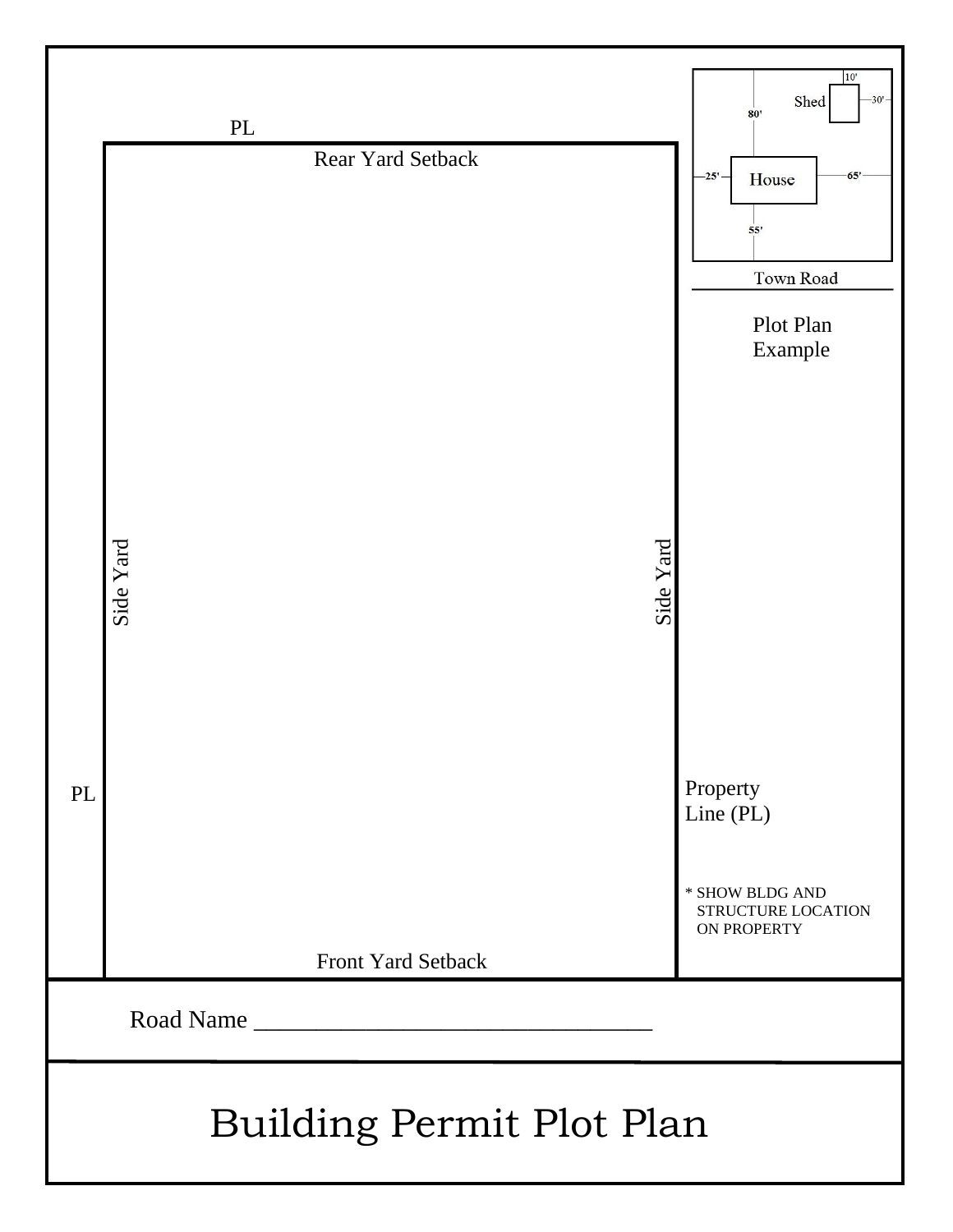PL

Rear Yard Setback

Side Yard

Side Yard

PL

Front Yard Setback

10'

Shed

30'

80'

25'

House

65'

55'

Town Road

Plot Plan Example

Property Line (PL)

* SHOW BLDG AND STRUCTURE LOCATION ON PROPERTY

Road Name ________________________________

# Building Permit Plot Plan